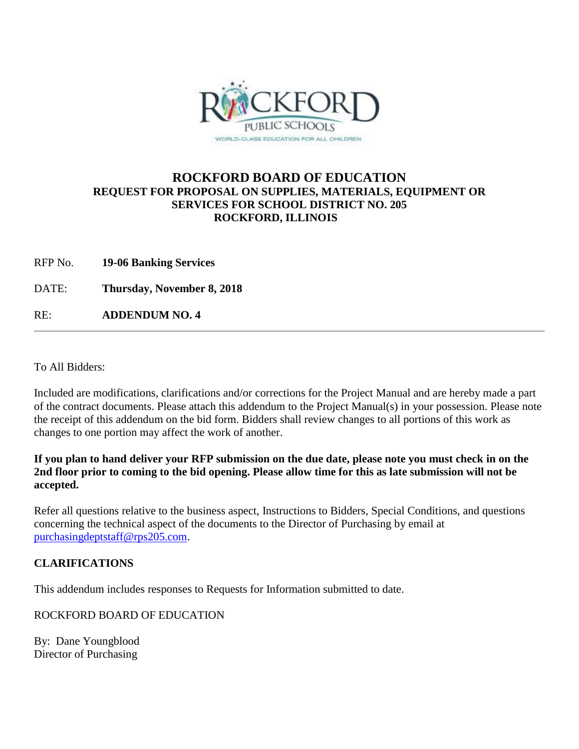# ROCKFORD BOARD OF EDUCATION

## REQUEST FOR PROPOSAL ON SUPPLIES, MATERIALS, EQUIPMENT OR SERVICES FOR SCHOOL DISTRICT NO. 205 ROCKFORD, ILLINOIS

RFP No. **19-06 Banking Services**

DATE: **Thursday, November 8, 2018**

RE: **ADDENDUM NO. 4**

---

To All Bidders:

Included are modifications, clarifications and/or corrections for the Project Manual and are hereby made a part of the contract documents. Please attach this addendum to the Project Manual(s) in your possession. Please note the receipt of this addendum on the bid form. Bidders shall review changes to all portions of this work as changes to one portion may affect the work of another.

**If you plan to hand deliver your RFP submission on the due date, please note you must check in on the 2nd floor prior to coming to the bid opening. Please allow time for this as late submission will not be accepted.**

Refer all questions relative to the business aspect, Instructions to Bidders, Special Conditions, and questions concerning the technical aspect of the documents to the Director of Purchasing by email at purchasingdeptstaff@rps205.com.

**CLARIFICATIONS**

This addendum includes responses to Requests for Information submitted to date.

ROCKFORD BOARD OF EDUCATION

By: Dane Youngblood
Director of Purchasing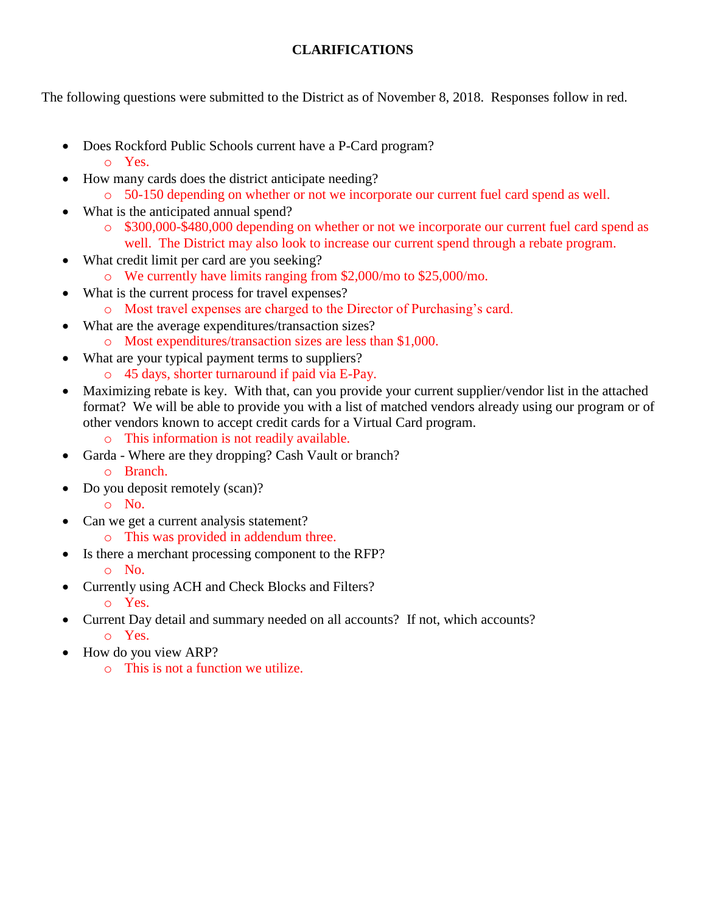# CLARIFICATIONS

The following questions were submitted to the District as of November 8, 2018. Responses follow in red.

- Does Rockford Public Schools current have a P-Card program?
  - Yes.
- How many cards does the district anticipate needing?
  - 50-150 depending on whether or not we incorporate our current fuel card spend as well.
- What is the anticipated annual spend?
  - $300,000-$480,000 depending on whether or not we incorporate our current fuel card spend as well. The District may also look to increase our current spend through a rebate program.
- What credit limit per card are you seeking?
  - We currently have limits ranging from $2,000/mo to $25,000/mo.
- What is the current process for travel expenses?
  - Most travel expenses are charged to the Director of Purchasing's card.
- What are the average expenditures/transaction sizes?
  - Most expenditures/transaction sizes are less than $1,000.
- What are your typical payment terms to suppliers?
  - 45 days, shorter turnaround if paid via E-Pay.
- Maximizing rebate is key. With that, can you provide your current supplier/vendor list in the attached format? We will be able to provide you with a list of matched vendors already using our program or of other vendors known to accept credit cards for a Virtual Card program.
  - This information is not readily available.
- Garda - Where are they dropping? Cash Vault or branch?
  - Branch.
- Do you deposit remotely (scan)?
  - No.
- Can we get a current analysis statement?
  - This was provided in addendum three.
- Is there a merchant processing component to the RFP?
  - No.
- Currently using ACH and Check Blocks and Filters?
  - Yes.
- Current Day detail and summary needed on all accounts? If not, which accounts?
  - Yes.
- How do you view ARP?
  - This is not a function we utilize.